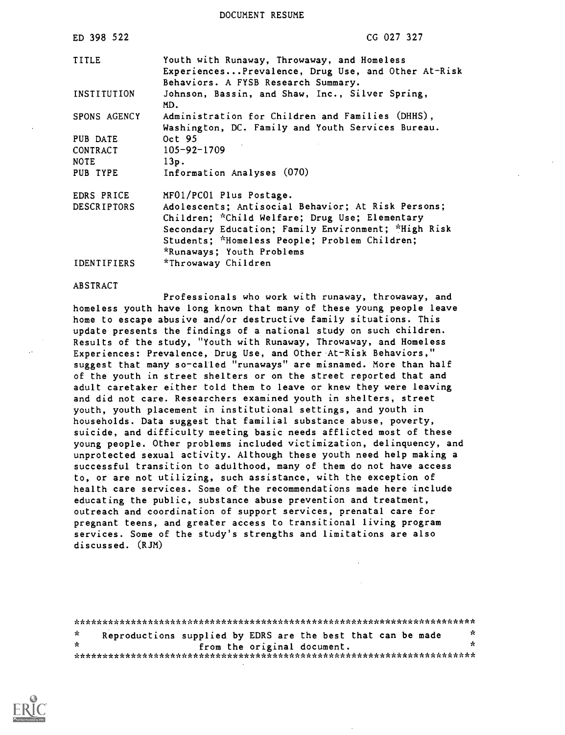DOCUMENT RESUME

| | |
|---|---|
| ED 398 522 | CG 027 327 |
| TITLE | Youth with Runaway, Throwaway, and Homeless Experiences...Prevalence, Drug Use, and Other At-Risk Behaviors. A FYSB Research Summary. |
| INSTITUTION | Johnson, Bassin, and Shaw, Inc., Silver Spring, MD. |
| SPONS AGENCY | Administration for Children and Families (DHHS), Washington, DC. Family and Youth Services Bureau. |
| PUB DATE | Oct 95 |
| CONTRACT | 105-92-1709 |
| NOTE | 13p. |
| PUB TYPE | Information Analyses (070) |
| EDRS PRICE | MF01/PC01 Plus Postage. |
| DESCRIPTORS | Adolescents; Antisocial Behavior; At Risk Persons; Children; *Child Welfare; Drug Use; Elementary Secondary Education; Family Environment; *High Risk Students; *Homeless People; Problem Children; *Runaways; Youth Problems |
| IDENTIFIERS | *Throwaway Children |

ABSTRACT

Professionals who work with runaway, throwaway, and homeless youth have long known that many of these young people leave home to escape abusive and/or destructive family situations. This update presents the findings of a national study on such children. Results of the study, "Youth with Runaway, Throwaway, and Homeless Experiences: Prevalence, Drug Use, and Other At-Risk Behaviors," suggest that many so-called "runaways" are misnamed. More than half of the youth in street shelters or on the street reported that and adult caretaker either told them to leave or knew they were leaving and did not care. Researchers examined youth in shelters, street youth, youth placement in institutional settings, and youth in households. Data suggest that familial substance abuse, poverty, suicide, and difficulty meeting basic needs afflicted most of these young people. Other problems included victimization, delinquency, and unprotected sexual activity. Although these youth need help making a successful transition to adulthood, many of them do not have access to, or are not utilizing, such assistance, with the exception of health care services. Some of the recommendations made here include educating the public, substance abuse prevention and treatment, outreach and coordination of support services, prenatal care for pregnant teens, and greater access to transitional living program services. Some of the study's strengths and limitations are also discussed. (RJM)

***********************************************************************
* Reproductions supplied by EDRS are the best that can be made *
* from the original document. *
***********************************************************************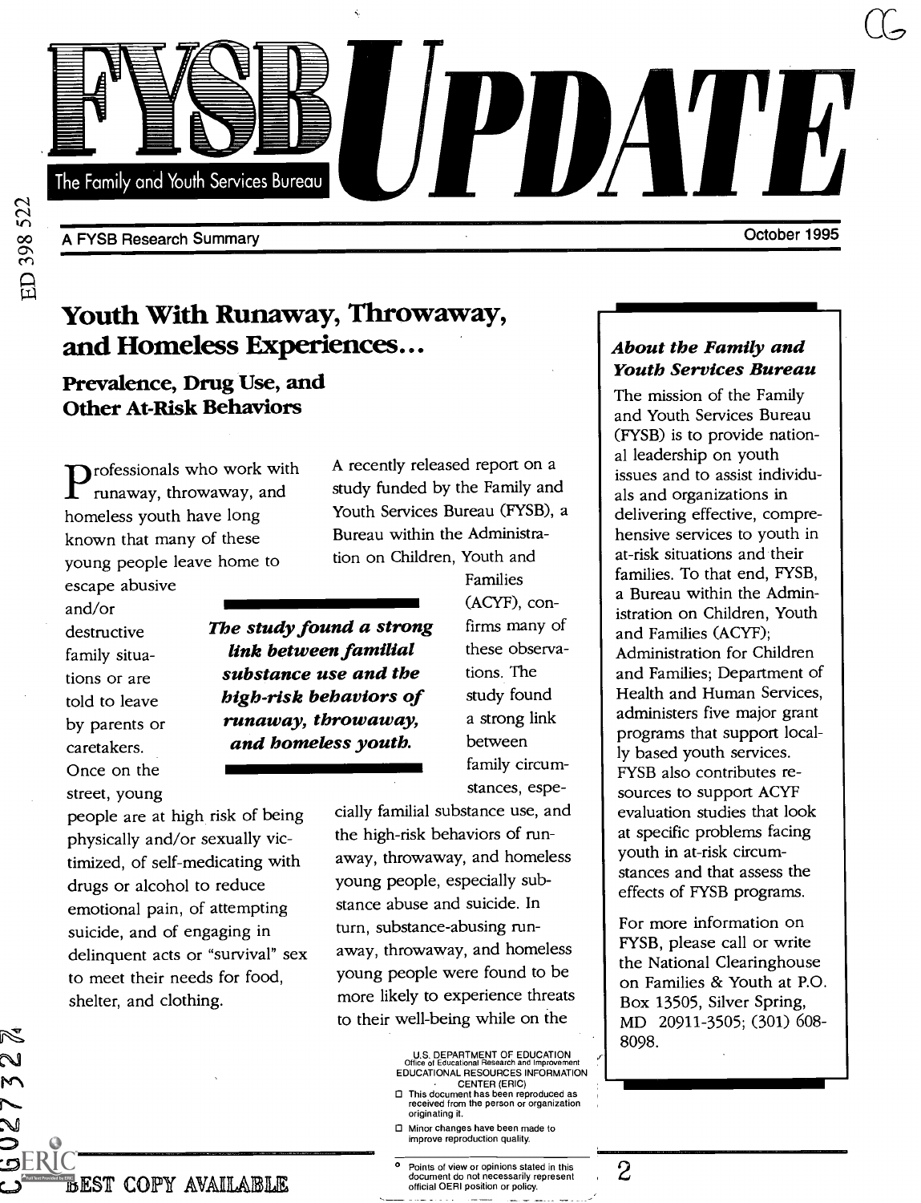# FYSB UPDATE

The Family and Youth Services Bureau

A FYSB Research Summary

October 1995

## Youth With Runaway, Throwaway, and Homeless Experiences...

### Prevalence, Drug Use, and Other At-Risk Behaviors

Professionals who work with runaway, throwaway, and homeless youth have long known that many of these young people leave home to escape abusive and/or destructive family situations or are told to leave by parents or caretakers. Once on the street, young people are at high risk of being physically and/or sexually victimized, of self-medicating with drugs or alcohol to reduce emotional pain, of attempting suicide, and of engaging in delinquent acts or "survival" sex to meet their needs for food, shelter, and clothing.

A recently released report on a study funded by the Family and Youth Services Bureau (FYSB), a Bureau within the Administration on Children, Youth and Families (ACYF), confirms many of these observations. The study found a strong link between family circumstances, especially familial substance use, and the high-risk behaviors of runaway, throwaway, and homeless young people, especially substance abuse and suicide. In turn, substance-abusing runaway, throwaway, and homeless young people were found to be more likely to experience threats to their well-being while on the

***The study found a strong link between familial substance use and the high-risk behaviors of runaway, throwaway, and homeless youth.***

### *About the Family and Youth Services Bureau*

The mission of the Family and Youth Services Bureau (FYSB) is to provide national leadership on youth issues and to assist individuals and organizations in delivering effective, comprehensive services to youth in at-risk situations and their families. To that end, FYSB, a Bureau within the Administration on Children, Youth and Families (ACYF); Administration for Children and Families; Department of Health and Human Services, administers five major grant programs that support locally based youth services. FYSB also contributes resources to support ACYF evaluation studies that look at specific problems facing youth in at-risk circumstances and that assess the effects of FYSB programs.

For more information on FYSB, please call or write the National Clearinghouse on Families & Youth at P.O. Box 13505, Silver Spring, MD 20911-3505; (301) 608-8098.

U.S. DEPARTMENT OF EDUCATION
Office of Educational Research and Improvement
EDUCATIONAL RESOURCES INFORMATION CENTER (ERIC)

- This document has been reproduced as received from the person or organization originating it.
- Minor changes have been made to improve reproduction quality.
- Points of view or opinions stated in this document do not necessarily represent official OERI position or policy.

BEST COPY AVAILABLE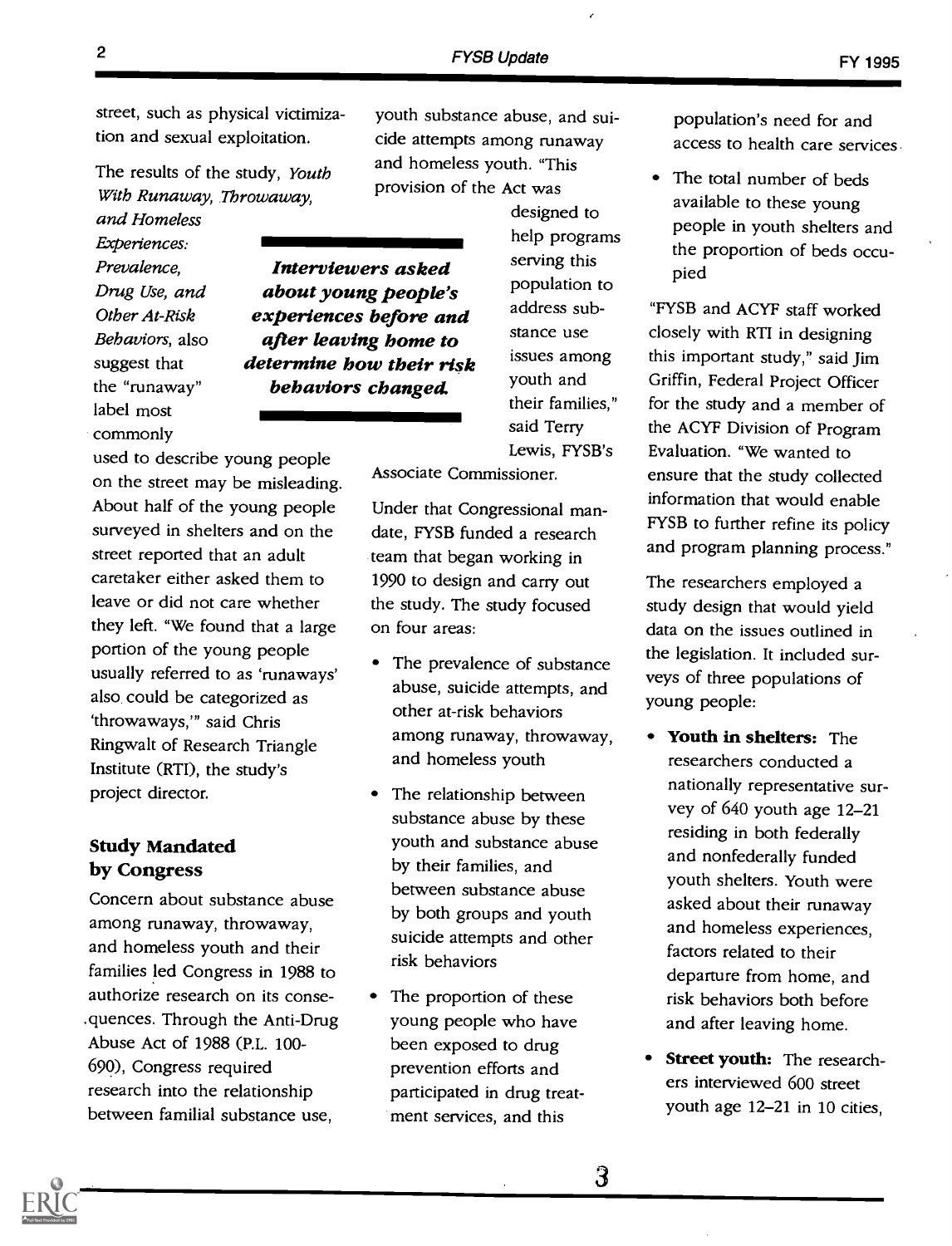street, such as physical victimization and sexual exploitation.

The results of the study, *Youth With Runaway, Throwaway, and Homeless Experiences: Prevalence, Drug Use, and Other At-Risk Behaviors*, also suggest that the "runaway" label most commonly used to describe young people on the street may be misleading. About half of the young people surveyed in shelters and on the street reported that an adult caretaker either asked them to leave or did not care whether they left. "We found that a large portion of the young people usually referred to as 'runaways' also could be categorized as 'throwaways,'" said Chris Ringwalt of Research Triangle Institute (RTI), the study's project director.

***Interviewers asked about young people's experiences before and after leaving home to determine how their risk behaviors changed.***

## Study Mandated by Congress

Concern about substance abuse among runaway, throwaway, and homeless youth and their families led Congress in 1988 to authorize research on its consequences. Through the Anti-Drug Abuse Act of 1988 (P.L. 100-690), Congress required research into the relationship between familial substance use, youth substance abuse, and suicide attempts among runaway and homeless youth. "This provision of the Act was designed to help programs serving this population to address substance use issues among youth and their families," said Terry Lewis, FYSB's Associate Commissioner.

Under that Congressional mandate, FYSB funded a research team that began working in 1990 to design and carry out the study. The study focused on four areas:

- The prevalence of substance abuse, suicide attempts, and other at-risk behaviors among runaway, throwaway, and homeless youth
- The relationship between substance abuse by these youth and substance abuse by their families, and between substance abuse by both groups and youth suicide attempts and other risk behaviors
- The proportion of these young people who have been exposed to drug prevention efforts and participated in drug treatment services, and this population's need for and access to health care services
- The total number of beds available to these young people in youth shelters and the proportion of beds occupied

"FYSB and ACYF staff worked closely with RTI in designing this important study," said Jim Griffin, Federal Project Officer for the study and a member of the ACYF Division of Program Evaluation. "We wanted to ensure that the study collected information that would enable FYSB to further refine its policy and program planning process."

The researchers employed a study design that would yield data on the issues outlined in the legislation. It included surveys of three populations of young people:

- **Youth in shelters:** The researchers conducted a nationally representative survey of 640 youth age 12–21 residing in both federally and nonfederally funded youth shelters. Youth were asked about their runaway and homeless experiences, factors related to their departure from home, and risk behaviors both before and after leaving home.
- **Street youth:** The researchers interviewed 600 street youth age 12–21 in 10 cities,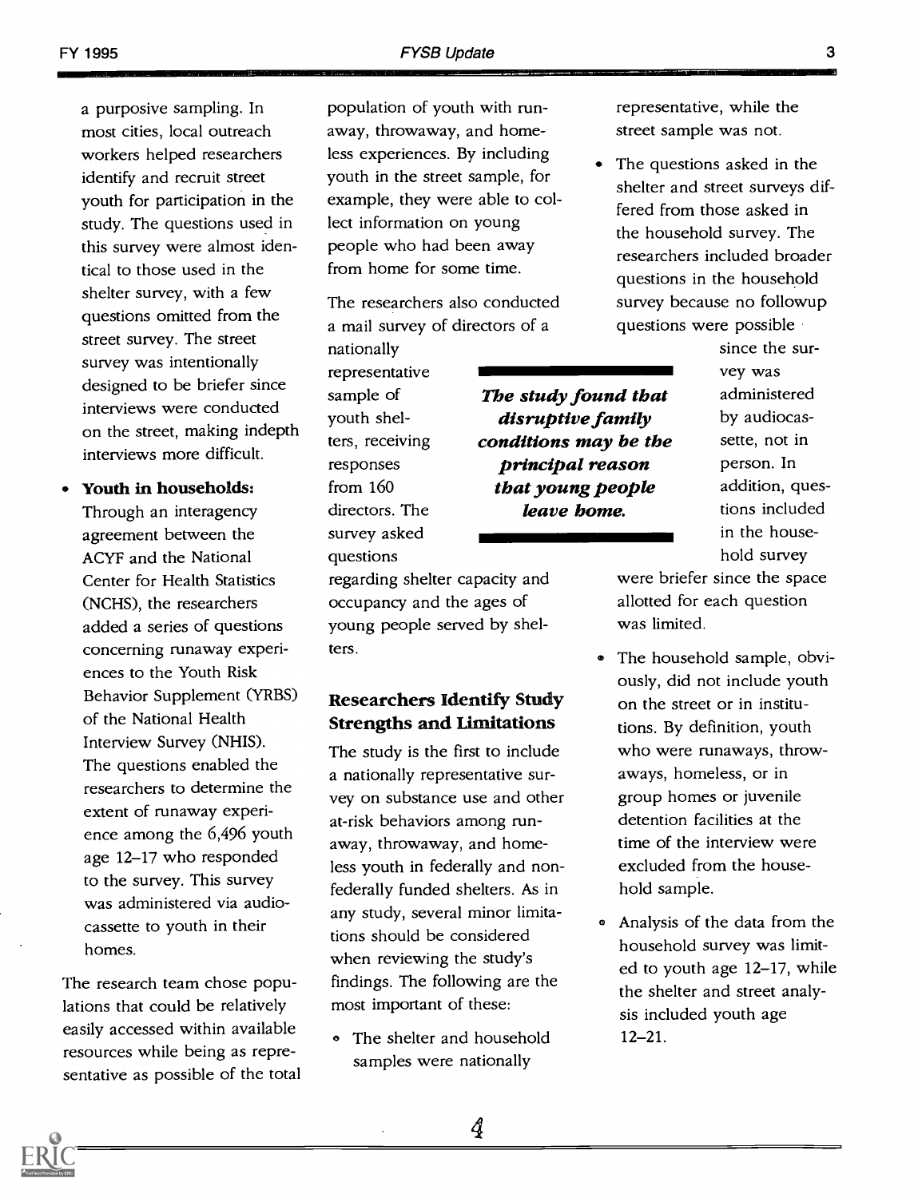a purposive sampling. In most cities, local outreach workers helped researchers identify and recruit street youth for participation in the study. The questions used in this survey were almost identical to those used in the shelter survey, with a few questions omitted from the street survey. The street survey was intentionally designed to be briefer since interviews were conducted on the street, making indepth interviews more difficult.

- **Youth in households:** Through an interagency agreement between the ACYF and the National Center for Health Statistics (NCHS), the researchers added a series of questions concerning runaway experiences to the Youth Risk Behavior Supplement (YRBS) of the National Health Interview Survey (NHIS). The questions enabled the researchers to determine the extent of runaway experience among the 6,496 youth age 12–17 who responded to the survey. This survey was administered via audiocassette to youth in their homes.

The research team chose populations that could be relatively easily accessed within available resources while being as representative as possible of the total population of youth with runaway, throwaway, and homeless experiences. By including youth in the street sample, for example, they were able to collect information on young people who had been away from home for some time.

The researchers also conducted a mail survey of directors of a nationally representative sample of youth shelters, receiving responses from 160 directors. The survey asked questions regarding shelter capacity and occupancy and the ages of young people served by shelters.

***The study found that disruptive family conditions may be the principal reason that young people leave home.***

## Researchers Identify Study Strengths and Limitations

The study is the first to include a nationally representative survey on substance use and other at-risk behaviors among runaway, throwaway, and homeless youth in federally and nonfederally funded shelters. As in any study, several minor limitations should be considered when reviewing the study's findings. The following are the most important of these:

- The shelter and household samples were nationally representative, while the street sample was not.
- The questions asked in the shelter and street surveys differed from those asked in the household survey. The researchers included broader questions in the household survey because no followup questions were possible since the survey was administered by audiocassette, not in person. In addition, questions included in the household survey were briefer since the space allotted for each question was limited.
- The household sample, obviously, did not include youth on the street or in institutions. By definition, youth who were runaways, throwaways, homeless, or in group homes or juvenile detention facilities at the time of the interview were excluded from the household sample.
- Analysis of the data from the household survey was limited to youth age 12–17, while the shelter and street analysis included youth age 12–21.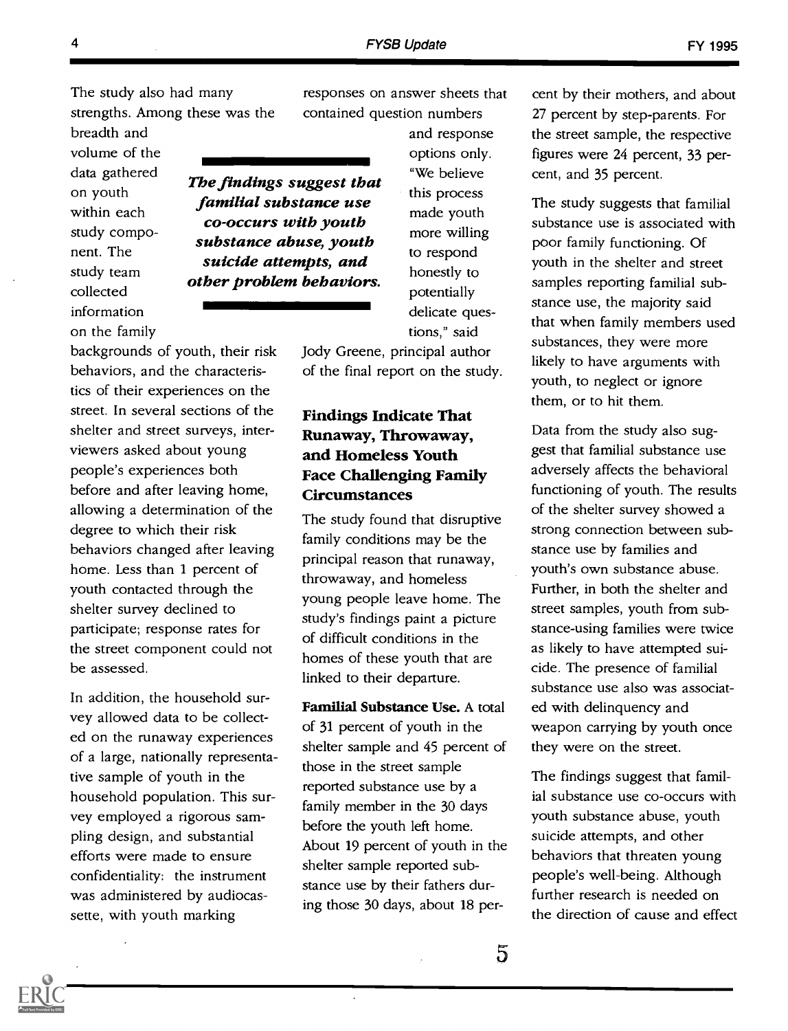The study also had many strengths. Among these was the breadth and volume of the data gathered on youth within each study component. The study team collected information on the family backgrounds of youth, their risk behaviors, and the characteristics of their experiences on the street. In several sections of the shelter and street surveys, interviewers asked about young people's experiences both before and after leaving home, allowing a determination of the degree to which their risk behaviors changed after leaving home. Less than 1 percent of youth contacted through the shelter survey declined to participate; response rates for the street component could not be assessed.

In addition, the household survey allowed data to be collected on the runaway experiences of a large, nationally representative sample of youth in the household population. This survey employed a rigorous sampling design, and substantial efforts were made to ensure confidentiality: the instrument was administered by audiocassette, with youth marking responses on answer sheets that contained question numbers and response options only. "We believe this process made youth more willing to respond honestly to potentially delicate questions," said Jody Greene, principal author of the final report on the study.

***The findings suggest that familial substance use co-occurs with youth substance abuse, youth suicide attempts, and other problem behaviors.***

## Findings Indicate That Runaway, Throwaway, and Homeless Youth Face Challenging Family Circumstances

The study found that disruptive family conditions may be the principal reason that runaway, throwaway, and homeless young people leave home. The study's findings paint a picture of difficult conditions in the homes of these youth that are linked to their departure.

**Familial Substance Use.** A total of 31 percent of youth in the shelter sample and 45 percent of those in the street sample reported substance use by a family member in the 30 days before the youth left home. About 19 percent of youth in the shelter sample reported substance use by their fathers during those 30 days, about 18 percent by their mothers, and about 27 percent by step-parents. For the street sample, the respective figures were 24 percent, 33 percent, and 35 percent.

The study suggests that familial substance use is associated with poor family functioning. Of youth in the shelter and street samples reporting familial substance use, the majority said that when family members used substances, they were more likely to have arguments with youth, to neglect or ignore them, or to hit them.

Data from the study also suggest that familial substance use adversely affects the behavioral functioning of youth. The results of the shelter survey showed a strong connection between substance use by families and youth's own substance abuse. Further, in both the shelter and street samples, youth from substance-using families were twice as likely to have attempted suicide. The presence of familial substance use also was associated with delinquency and weapon carrying by youth once they were on the street.

The findings suggest that familial substance use co-occurs with youth substance abuse, youth suicide attempts, and other behaviors that threaten young people's well-being. Although further research is needed on the direction of cause and effect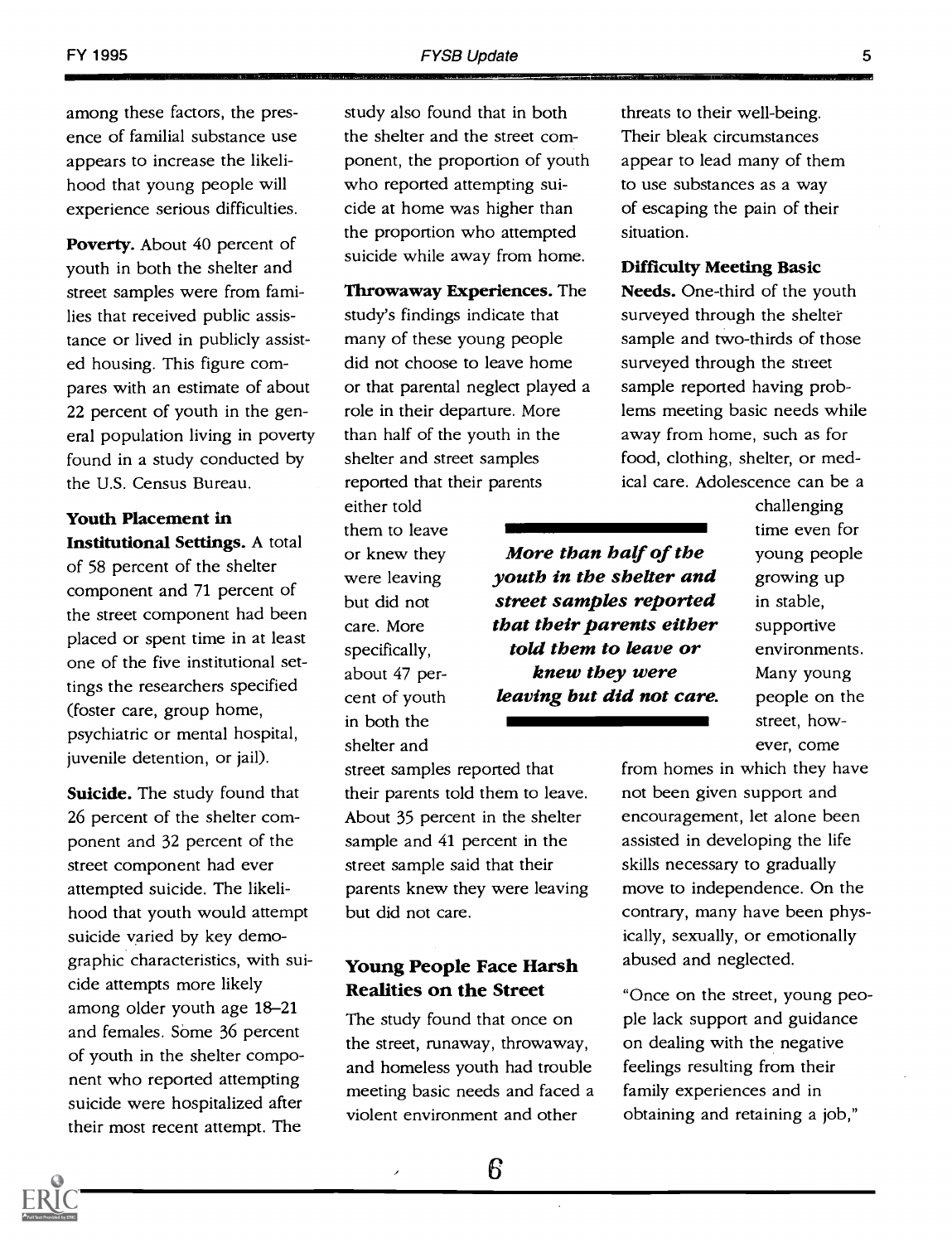among these factors, the presence of familial substance use appears to increase the likelihood that young people will experience serious difficulties.

**Poverty.** About 40 percent of youth in both the shelter and street samples were from families that received public assistance or lived in publicly assisted housing. This figure compares with an estimate of about 22 percent of youth in the general population living in poverty found in a study conducted by the U.S. Census Bureau.

**Youth Placement in Institutional Settings.** A total of 58 percent of the shelter component and 71 percent of the street component had been placed or spent time in at least one of the five institutional settings the researchers specified (foster care, group home, psychiatric or mental hospital, juvenile detention, or jail).

**Suicide.** The study found that 26 percent of the shelter component and 32 percent of the street component had ever attempted suicide. The likelihood that youth would attempt suicide varied by key demographic characteristics, with suicide attempts more likely among older youth age 18–21 and females. Some 36 percent of youth in the shelter component who reported attempting suicide were hospitalized after their most recent attempt. The study also found that in both the shelter and the street component, the proportion of youth who reported attempting suicide at home was higher than the proportion who attempted suicide while away from home.

**Throwaway Experiences.** The study's findings indicate that many of these young people did not choose to leave home or that parental neglect played a role in their departure. More than half of the youth in the shelter and street samples reported that their parents either told them to leave or knew they were leaving but did not care. More specifically, about 47 percent of youth in both the shelter and street samples reported that their parents told them to leave. About 35 percent in the shelter sample and 41 percent in the street sample said that their parents knew they were leaving but did not care.

***More than half of the youth in the shelter and street samples reported that their parents either told them to leave or knew they were leaving but did not care.***

## Young People Face Harsh Realities on the Street

The study found that once on the street, runaway, throwaway, and homeless youth had trouble meeting basic needs and faced a violent environment and other threats to their well-being. Their bleak circumstances appear to lead many of them to use substances as a way of escaping the pain of their situation.

**Difficulty Meeting Basic Needs.** One-third of the youth surveyed through the shelter sample and two-thirds of those surveyed through the street sample reported having problems meeting basic needs while away from home, such as for food, clothing, shelter, or medical care. Adolescence can be a challenging time even for young people growing up in stable, supportive environments. Many young people on the street, however, come from homes in which they have not been given support and encouragement, let alone been assisted in developing the life skills necessary to gradually move to independence. On the contrary, many have been physically, sexually, or emotionally abused and neglected.

"Once on the street, young people lack support and guidance on dealing with the negative feelings resulting from their family experiences and in obtaining and retaining a job,"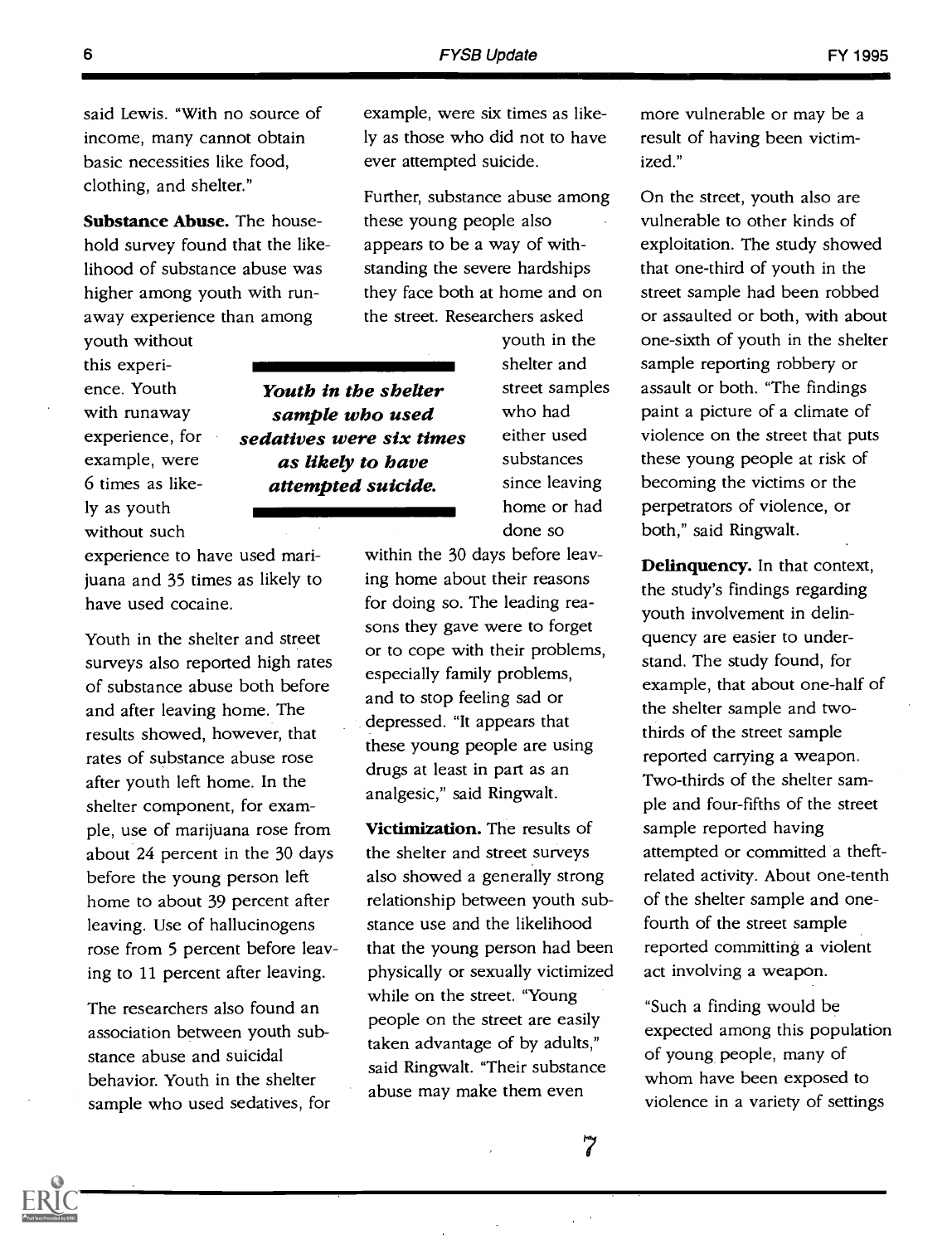said Lewis. "With no source of income, many cannot obtain basic necessities like food, clothing, and shelter."

**Substance Abuse.** The household survey found that the likelihood of substance abuse was higher among youth with runaway experience than among youth without this experience. Youth with runaway experience, for example, were 6 times as likely as youth without such experience to have used marijuana and 35 times as likely to have used cocaine.

Youth in the shelter and street surveys also reported high rates of substance abuse both before and after leaving home. The results showed, however, that rates of substance abuse rose after youth left home. In the shelter component, for example, use of marijuana rose from about 24 percent in the 30 days before the young person left home to about 39 percent after leaving. Use of hallucinogens rose from 5 percent before leaving to 11 percent after leaving.

The researchers also found an association between youth substance abuse and suicidal behavior. Youth in the shelter sample who used sedatives, for example, were six times as likely as those who did not to have ever attempted suicide.

Further, substance abuse among these young people also appears to be a way of withstanding the severe hardships they face both at home and on the street. Researchers asked youth in the shelter and street samples who had either used substances since leaving home or had done so within the 30 days before leaving home about their reasons for doing so. The leading reasons they gave were to forget or to cope with their problems, especially family problems, and to stop feeling sad or depressed. "It appears that these young people are using drugs at least in part as an analgesic," said Ringwalt.

***Youth in the shelter sample who used sedatives were six times as likely to have attempted suicide.***

**Victimization.** The results of the shelter and street surveys also showed a generally strong relationship between youth substance use and the likelihood that the young person had been physically or sexually victimized while on the street. "Young people on the street are easily taken advantage of by adults," said Ringwalt. "Their substance abuse may make them even more vulnerable or may be a result of having been victimized."

On the street, youth also are vulnerable to other kinds of exploitation. The study showed that one-third of youth in the street sample had been robbed or assaulted or both, with about one-sixth of youth in the shelter sample reporting robbery or assault or both. "The findings paint a picture of a climate of violence on the street that puts these young people at risk of becoming the victims or the perpetrators of violence, or both," said Ringwalt.

**Delinquency.** In that context, the study's findings regarding youth involvement in delinquency are easier to understand. The study found, for example, that about one-half of the shelter sample and two-thirds of the street sample reported carrying a weapon. Two-thirds of the shelter sample and four-fifths of the street sample reported having attempted or committed a theft-related activity. About one-tenth of the shelter sample and one-fourth of the street sample reported committing a violent act involving a weapon.

"Such a finding would be expected among this population of young people, many of whom have been exposed to violence in a variety of settings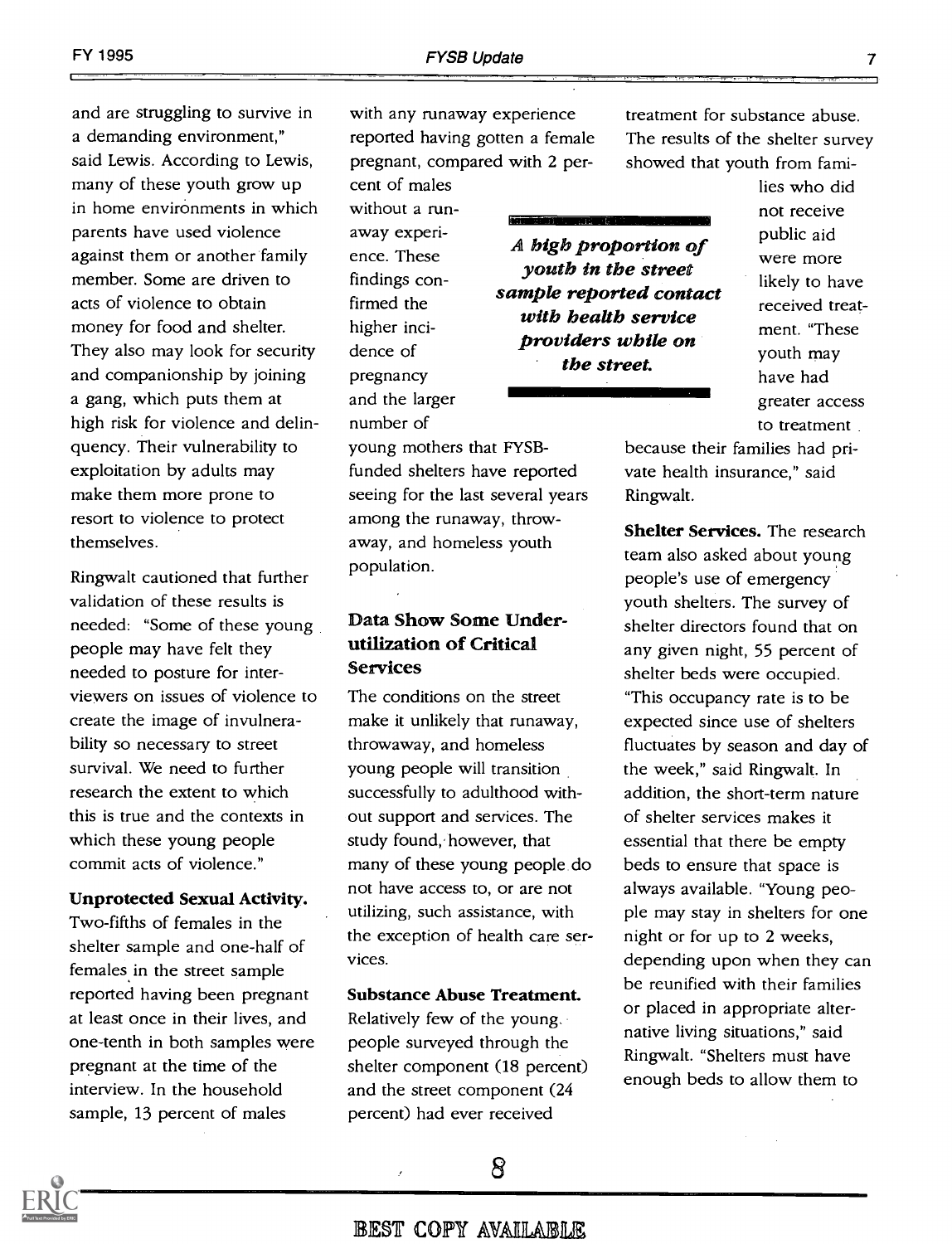and are struggling to survive in a demanding environment," said Lewis. According to Lewis, many of these youth grow up in home environments in which parents have used violence against them or another family member. Some are driven to acts of violence to obtain money for food and shelter. They also may look for security and companionship by joining a gang, which puts them at high risk for violence and delinquency. Their vulnerability to exploitation by adults may make them more prone to resort to violence to protect themselves.

Ringwalt cautioned that further validation of these results is needed: "Some of these young people may have felt they needed to posture for interviewers on issues of violence to create the image of invulnerability so necessary to street survival. We need to further research the extent to which this is true and the contexts in which these young people commit acts of violence."

**Unprotected Sexual Activity.** Two-fifths of females in the shelter sample and one-half of females in the street sample reported having been pregnant at least once in their lives, and one-tenth in both samples were pregnant at the time of the interview. In the household sample, 13 percent of males with any runaway experience reported having gotten a female pregnant, compared with 2 percent of males without a runaway experience. These findings confirmed the higher incidence of pregnancy and the larger number of young mothers that FYSB-funded shelters have reported seeing for the last several years among the runaway, throwaway, and homeless youth population.

***A high proportion of youth in the street sample reported contact with health service providers while on the street.***

## Data Show Some Underutilization of Critical Services

The conditions on the street make it unlikely that runaway, throwaway, and homeless young people will transition successfully to adulthood without support and services. The study found, however, that many of these young people do not have access to, or are not utilizing, such assistance, with the exception of health care services.

**Substance Abuse Treatment.** Relatively few of the young people surveyed through the shelter component (18 percent) and the street component (24 percent) had ever received treatment for substance abuse. The results of the shelter survey showed that youth from families who did not receive public aid were more likely to have received treatment. "These youth may have had greater access to treatment because their families had private health insurance," said Ringwalt.

**Shelter Services.** The research team also asked about young people's use of emergency youth shelters. The survey of shelter directors found that on any given night, 55 percent of shelter beds were occupied. "This occupancy rate is to be expected since use of shelters fluctuates by season and day of the week," said Ringwalt. In addition, the short-term nature of shelter services makes it essential that there be empty beds to ensure that space is always available. "Young people may stay in shelters for one night or for up to 2 weeks, depending upon when they can be reunified with their families or placed in appropriate alternative living situations," said Ringwalt. "Shelters must have enough beds to allow them to

BEST COPY AVAILABLE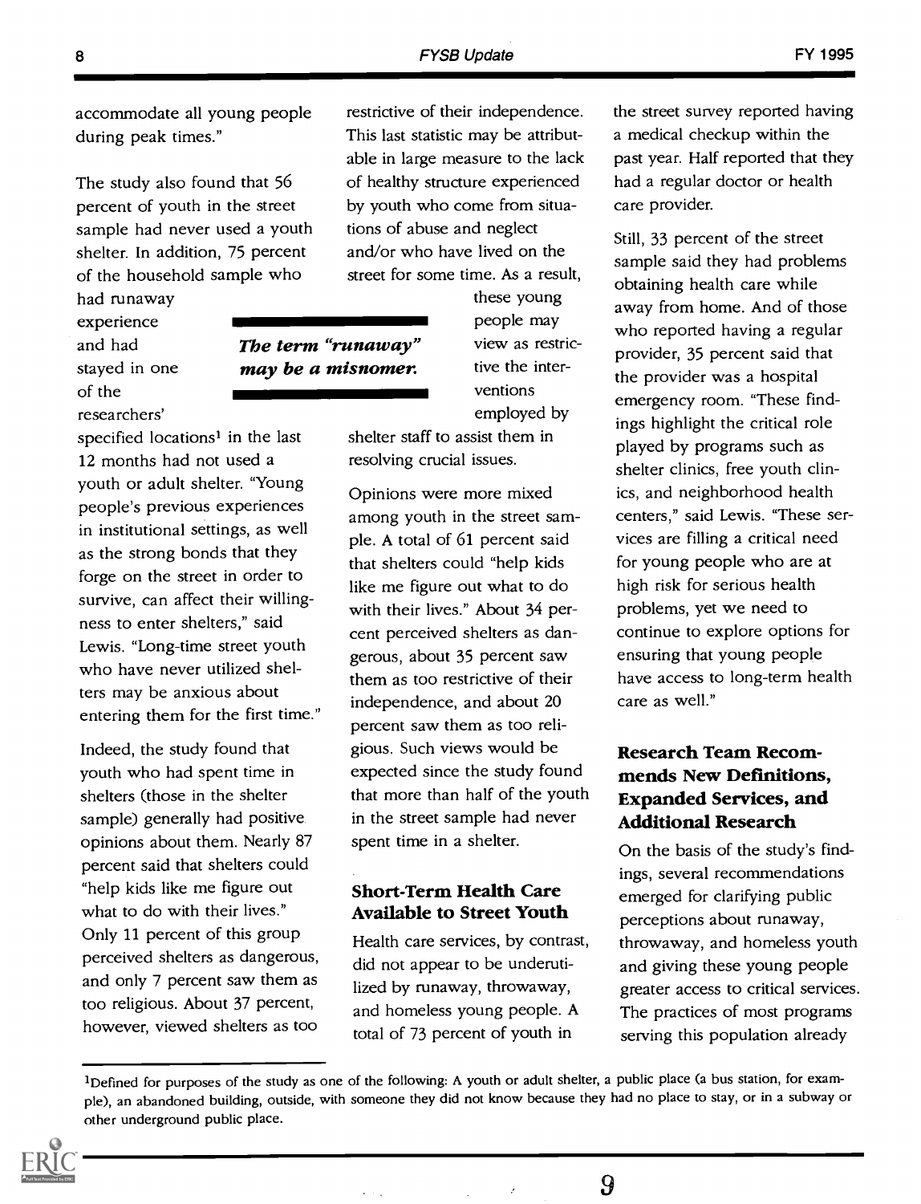accommodate all young people during peak times."

The study also found that 56 percent of youth in the street sample had never used a youth shelter. In addition, 75 percent of the household sample who had runaway experience and had stayed in one of the researchers' specified locations[1] in the last 12 months had not used a youth or adult shelter. "Young people's previous experiences in institutional settings, as well as the strong bonds that they forge on the street in order to survive, can affect their willingness to enter shelters," said Lewis. "Long-time street youth who have never utilized shelters may be anxious about entering them for the first time."

Indeed, the study found that youth who had spent time in shelters (those in the shelter sample) generally had positive opinions about them. Nearly 87 percent said that shelters could "help kids like me figure out what to do with their lives." Only 11 percent of this group perceived shelters as dangerous, and only 7 percent saw them as too religious. About 37 percent, however, viewed shelters as too restrictive of their independence. This last statistic may be attributable in large measure to the lack of healthy structure experienced by youth who come from situations of abuse and neglect and/or who have lived on the street for some time. As a result, these young people may view as restrictive the interventions employed by shelter staff to assist them in resolving crucial issues.

***The term "runaway" may be a misnomer.***

Opinions were more mixed among youth in the street sample. A total of 61 percent said that shelters could "help kids like me figure out what to do with their lives." About 34 percent perceived shelters as dangerous, about 35 percent saw them as too restrictive of their independence, and about 20 percent saw them as too religious. Such views would be expected since the study found that more than half of the youth in the street sample had never spent time in a shelter.

### Short-Term Health Care Available to Street Youth

Health care services, by contrast, did not appear to be underutilized by runaway, throwaway, and homeless young people. A total of 73 percent of youth in the street survey reported having a medical checkup within the past year. Half reported that they had a regular doctor or health care provider.

Still, 33 percent of the street sample said they had problems obtaining health care while away from home. And of those who reported having a regular provider, 35 percent said that the provider was a hospital emergency room. "These findings highlight the critical role played by programs such as shelter clinics, free youth clinics, and neighborhood health centers," said Lewis. "These services are filling a critical need for young people who are at high risk for serious health problems, yet we need to continue to explore options for ensuring that young people have access to long-term health care as well."

### Research Team Recommends New Definitions, Expanded Services, and Additional Research

On the basis of the study's findings, several recommendations emerged for clarifying public perceptions about runaway, throwaway, and homeless youth and giving these young people greater access to critical services. The practices of most programs serving this population already

---

[1] Defined for purposes of the study as one of the following: A youth or adult shelter, a public place (a bus station, for example), an abandoned building, outside, with someone they did not know because they had no place to stay, or in a subway or other underground public place.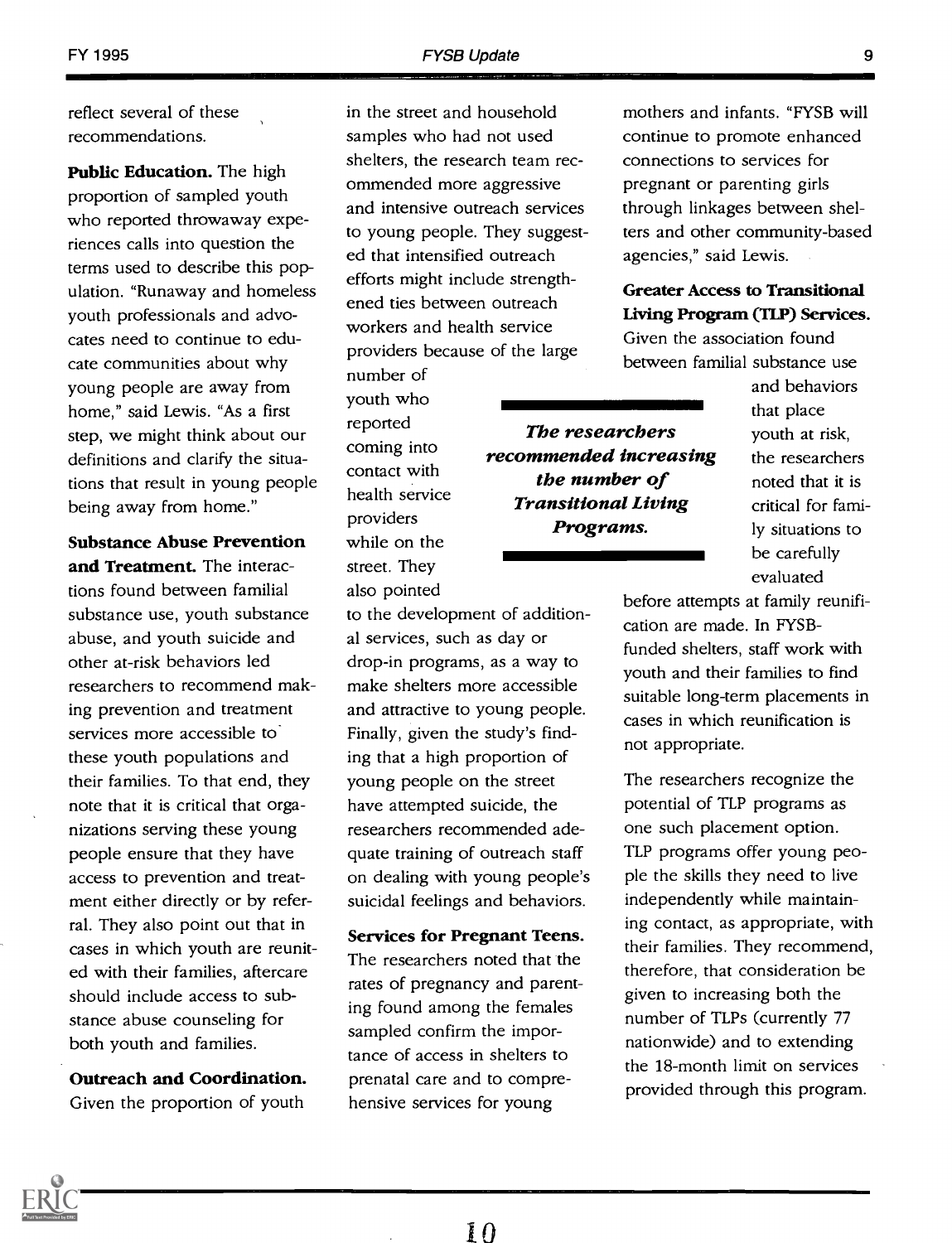reflect several of these recommendations.

**Public Education.** The high proportion of sampled youth who reported throwaway experiences calls into question the terms used to describe this population. "Runaway and homeless youth professionals and advocates need to continue to educate communities about why young people are away from home," said Lewis. "As a first step, we might think about our definitions and clarify the situations that result in young people being away from home."

**Substance Abuse Prevention and Treatment.** The interactions found between familial substance use, youth substance abuse, and youth suicide and other at-risk behaviors led researchers to recommend making prevention and treatment services more accessible to these youth populations and their families. To that end, they note that it is critical that organizations serving these young people ensure that they have access to prevention and treatment either directly or by referral. They also point out that in cases in which youth are reunited with their families, aftercare should include access to substance abuse counseling for both youth and families.

**Outreach and Coordination.** Given the proportion of youth in the street and household samples who had not used shelters, the research team recommended more aggressive and intensive outreach services to young people. They suggested that intensified outreach efforts might include strengthened ties between outreach workers and health service providers because of the large number of youth who reported coming into contact with health service providers while on the street. They also pointed to the development of additional services, such as day or drop-in programs, as a way to make shelters more accessible and attractive to young people. Finally, given the study's finding that a high proportion of young people on the street have attempted suicide, the researchers recommended adequate training of outreach staff on dealing with young people's suicidal feelings and behaviors.

**Services for Pregnant Teens.** The researchers noted that the rates of pregnancy and parenting found among the females sampled confirm the importance of access in shelters to prenatal care and to comprehensive services for young mothers and infants. "FYSB will continue to promote enhanced connections to services for pregnant or parenting girls through linkages between shelters and other community-based agencies," said Lewis.

***The researchers recommended increasing the number of Transitional Living Programs.***

**Greater Access to Transitional Living Program (TLP) Services.** Given the association found between familial substance use and behaviors that place youth at risk, the researchers noted that it is critical for family situations to be carefully evaluated before attempts at family reunification are made. In FYSB-funded shelters, staff work with youth and their families to find suitable long-term placements in cases in which reunification is not appropriate.

The researchers recognize the potential of TLP programs as one such placement option. TLP programs offer young people the skills they need to live independently while maintaining contact, as appropriate, with their families. They recommend, therefore, that consideration be given to increasing both the number of TLPs (currently 77 nationwide) and to extending the 18-month limit on services provided through this program.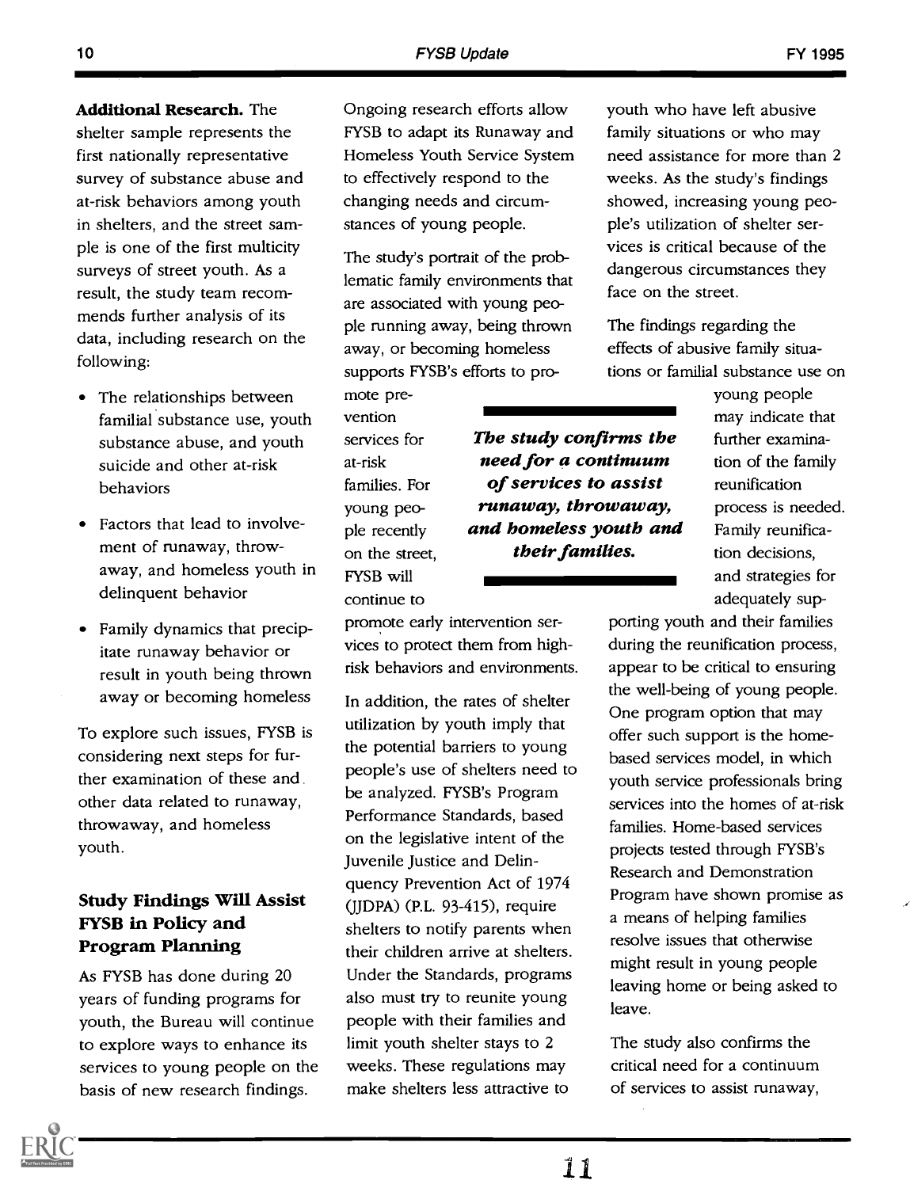**Additional Research.** The shelter sample represents the first nationally representative survey of substance abuse and at-risk behaviors among youth in shelters, and the street sample is one of the first multicity surveys of street youth. As a result, the study team recommends further analysis of its data, including research on the following:

- The relationships between familial substance use, youth substance abuse, and youth suicide and other at-risk behaviors
- Factors that lead to involvement of runaway, throwaway, and homeless youth in delinquent behavior
- Family dynamics that precipitate runaway behavior or result in youth being thrown away or becoming homeless

To explore such issues, FYSB is considering next steps for further examination of these and other data related to runaway, throwaway, and homeless youth.

## Study Findings Will Assist FYSB in Policy and Program Planning

As FYSB has done during 20 years of funding programs for youth, the Bureau will continue to explore ways to enhance its services to young people on the basis of new research findings. Ongoing research efforts allow FYSB to adapt its Runaway and Homeless Youth Service System to effectively respond to the changing needs and circumstances of young people.

The study's portrait of the problematic family environments that are associated with young people running away, being thrown away, or becoming homeless supports FYSB's efforts to promote prevention services for at-risk families. For young people recently on the street, FYSB will continue to promote early intervention services to protect them from high-risk behaviors and environments.

***The study confirms the need for a continuum of services to assist runaway, throwaway, and homeless youth and their families.***

In addition, the rates of shelter utilization by youth imply that the potential barriers to young people's use of shelters need to be analyzed. FYSB's Program Performance Standards, based on the legislative intent of the Juvenile Justice and Delinquency Prevention Act of 1974 (JJDPA) (P.L. 93-415), require shelters to notify parents when their children arrive at shelters. Under the Standards, programs also must try to reunite young people with their families and limit youth shelter stays to 2 weeks. These regulations may make shelters less attractive to youth who have left abusive family situations or who may need assistance for more than 2 weeks. As the study's findings showed, increasing young people's utilization of shelter services is critical because of the dangerous circumstances they face on the street.

The findings regarding the effects of abusive family situations or familial substance use on young people may indicate that further examination of the family reunification process is needed. Family reunification decisions, and strategies for adequately supporting youth and their families during the reunification process, appear to be critical to ensuring the well-being of young people. One program option that may offer such support is the home-based services model, in which youth service professionals bring services into the homes of at-risk families. Home-based services projects tested through FYSB's Research and Demonstration Program have shown promise as a means of helping families resolve issues that otherwise might result in young people leaving home or being asked to leave.

The study also confirms the critical need for a continuum of services to assist runaway,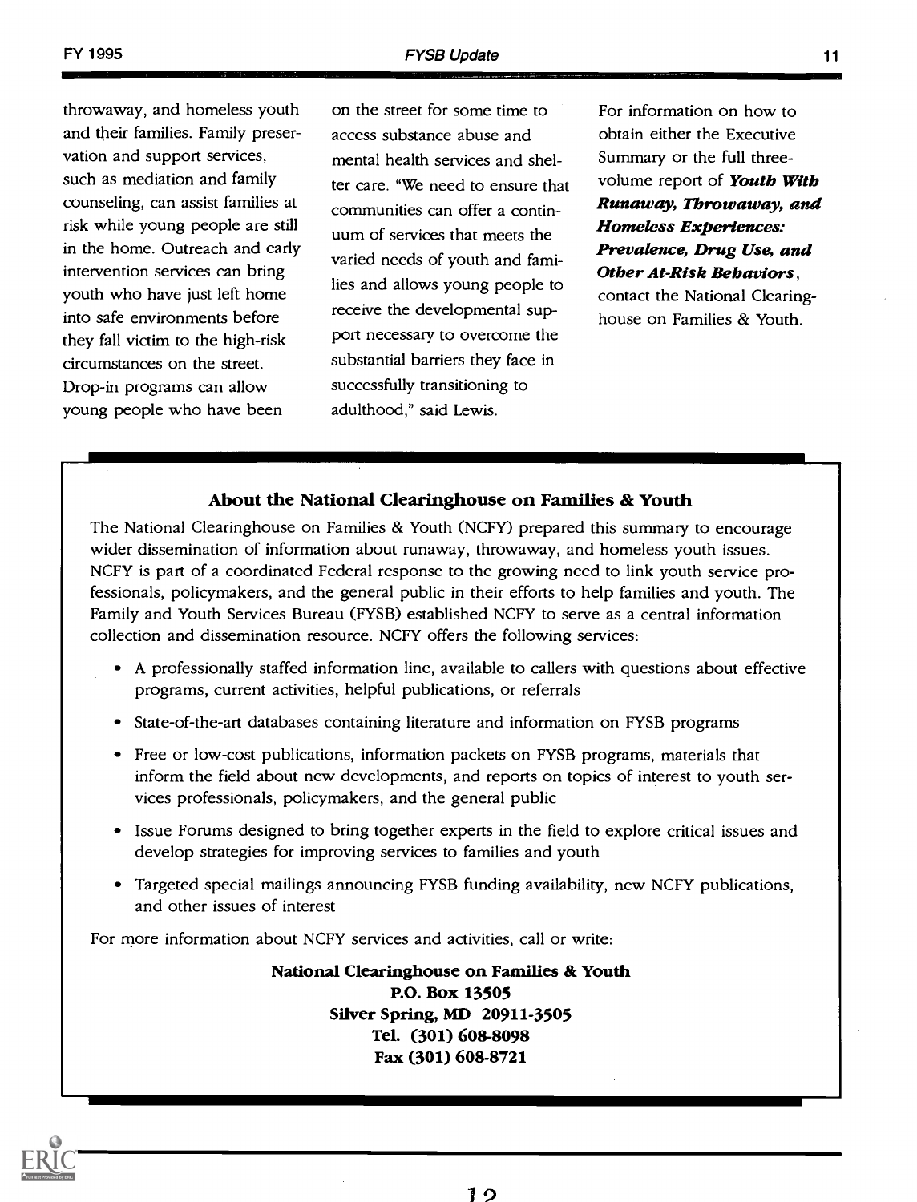throwaway, and homeless youth and their families. Family preservation and support services, such as mediation and family counseling, can assist families at risk while young people are still in the home. Outreach and early intervention services can bring youth who have just left home into safe environments before they fall victim to the high-risk circumstances on the street. Drop-in programs can allow young people who have been on the street for some time to access substance abuse and mental health services and shelter care. "We need to ensure that communities can offer a continuum of services that meets the varied needs of youth and families and allows young people to receive the developmental support necessary to overcome the substantial barriers they face in successfully transitioning to adulthood," said Lewis.

For information on how to obtain either the Executive Summary or the full three-volume report of ***Youth With Runaway, Throwaway, and Homeless Experiences: Prevalence, Drug Use, and Other At-Risk Behaviors***, contact the National Clearinghouse on Families & Youth.

## About the National Clearinghouse on Families & Youth

The National Clearinghouse on Families & Youth (NCFY) prepared this summary to encourage wider dissemination of information about runaway, throwaway, and homeless youth issues. NCFY is part of a coordinated Federal response to the growing need to link youth service professionals, policymakers, and the general public in their efforts to help families and youth. The Family and Youth Services Bureau (FYSB) established NCFY to serve as a central information collection and dissemination resource. NCFY offers the following services:

- A professionally staffed information line, available to callers with questions about effective programs, current activities, helpful publications, or referrals
- State-of-the-art databases containing literature and information on FYSB programs
- Free or low-cost publications, information packets on FYSB programs, materials that inform the field about new developments, and reports on topics of interest to youth services professionals, policymakers, and the general public
- Issue Forums designed to bring together experts in the field to explore critical issues and develop strategies for improving services to families and youth
- Targeted special mailings announcing FYSB funding availability, new NCFY publications, and other issues of interest

For more information about NCFY services and activities, call or write:

**National Clearinghouse on Families & Youth**
**P.O. Box 13505**
**Silver Spring, MD 20911-3505**
**Tel. (301) 608-8098**
**Fax (301) 608-8721**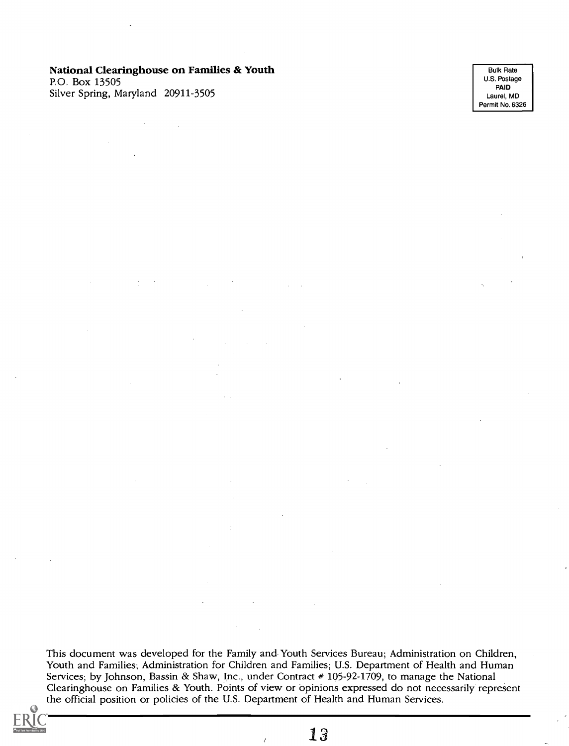**National Clearinghouse on Families & Youth**
P.O. Box 13505
Silver Spring, Maryland 20911-3505

Bulk Rate
U.S. Postage
**PAID**
Laurel, MD
Permit No. 6326

This document was developed for the Family and Youth Services Bureau; Administration on Children, Youth and Families; Administration for Children and Families; U.S. Department of Health and Human Services; by Johnson, Bassin & Shaw, Inc., under Contract # 105-92-1709, to manage the National Clearinghouse on Families & Youth. Points of view or opinions expressed do not necessarily represent the official position or policies of the U.S. Department of Health and Human Services.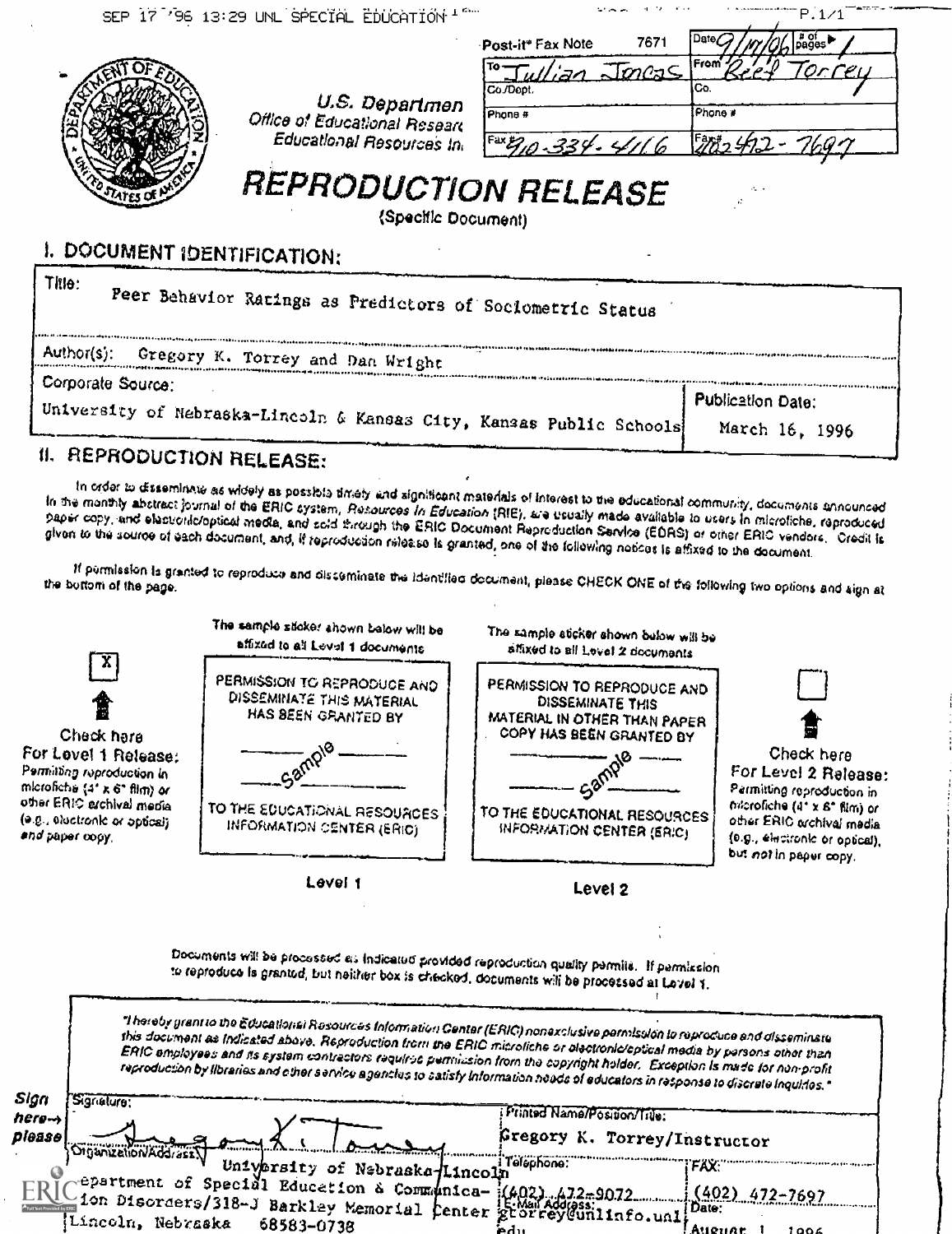SEP 17 '96 13:29 UNL SPECIAL EDUCATION

| Post-it® Fax Note | 7671 | Date 9/17/96 | # of pages ▶ 1 |
|---|---|---|---|
| To Julian Jonas | | From Greg Torrey | |
| Co./Dept. | | Co. | |
| Phone # | | Phone # | |
| Fax # 910-334-4116 | | Fax # 402 472-7697 | |

U.S. Department of Education
Office of Educational Research and Improvement
Educational Resources Information Center

# REPRODUCTION RELEASE

(Specific Document)

## I. DOCUMENT IDENTIFICATION:

| | |
|---|---|
| Title: Peer Behavior Ratings as Predictors of Sociometric Status | |
| Author(s): Gregory K. Torrey and Dan Wright | |
| Corporate Source: University of Nebraska-Lincoln & Kansas City, Kansas Public Schools | Publication Date: March 16, 1996 |

## II. REPRODUCTION RELEASE:

In order to disseminate as widely as possible timely and significant materials of interest to the educational community, documents announced in the monthly abstract journal of the ERIC system, *Resources in Education* (RIE), are usually made available to users in microfiche, reproduced paper copy, and electronic/optical media, and sold through the ERIC Document Reproduction Service (EDRS) or other ERIC vendors. Credit is given to the source of each document, and, if reproduction release is granted, one of the following notices is affixed to the document.

If permission is granted to reproduce and disseminate the identified document, please CHECK ONE of the following two options and sign at the bottom of the page.

[X] **Check here For Level 1 Release:** *Permitting reproduction in microfiche (4" x 6" film) or other ERIC archival media (e.g., electronic or optical) and paper copy.*

The sample sticker shown below will be affixed to all Level 1 documents

PERMISSION TO REPRODUCE AND DISSEMINATE THIS MATERIAL HAS BEEN GRANTED BY

Sample

TO THE EDUCATIONAL RESOURCES INFORMATION CENTER (ERIC)

Level 1

The sample sticker shown below will be affixed to all Level 2 documents

PERMISSION TO REPRODUCE AND DISSEMINATE THIS MATERIAL IN OTHER THAN PAPER COPY HAS BEEN GRANTED BY

Sample

TO THE EDUCATIONAL RESOURCES INFORMATION CENTER (ERIC)

Level 2

[ ] **Check here For Level 2 Release:** *Permitting reproduction in microfiche (4" x 6" film) or other ERIC archival media (e.g., electronic or optical), but not in paper copy.*

Documents will be processed as indicated provided reproduction quality permits. If permission to reproduce is granted, but neither box is checked, documents will be processed at Level 1.

*"I hereby grant to the Educational Resources Information Center (ERIC) nonexclusive permission to reproduce and disseminate this document as indicated above. Reproduction from the ERIC microfiche or electronic/optical media by persons other than ERIC employees and its system contractors requires permission from the copyright holder. Exception is made for non-profit reproduction by libraries and other service agencies to satisfy information needs of educators in response to discrete inquiries."*

**Sign here→ please**

| | |
|---|---|
| Signature: Gregory K. Torrey | Printed Name/Position/Title: Gregory K. Torrey/Instructor |
| Organization/Address: University of Nebraska-Lincoln, Department of Special Education & Communication Disorders/318-J Barkley Memorial Center, Lincoln, Nebraska 68583-0738 | Telephone: (402) 472-9072 / FAX: (402) 472-7697 |
| | E-Mail Address: gtorrey@unlinfo.unl.edu / Date: August 1, 1996 |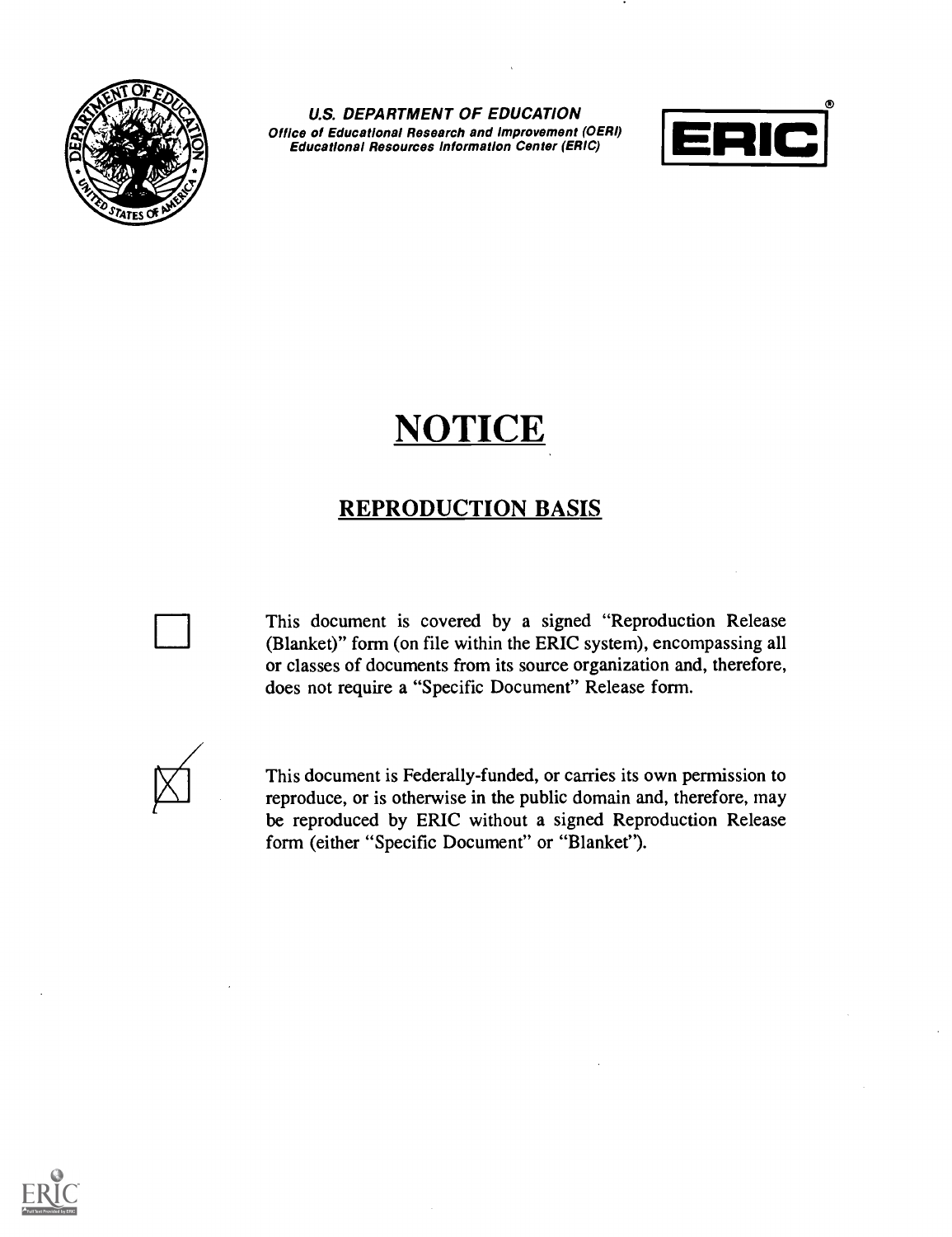**U.S. DEPARTMENT OF EDUCATION**
*Office of Educational Research and Improvement (OERI)*
*Educational Resources Information Center (ERIC)*

# NOTICE

## REPRODUCTION BASIS

☐ This document is covered by a signed "Reproduction Release (Blanket)" form (on file within the ERIC system), encompassing all or classes of documents from its source organization and, therefore, does not require a "Specific Document" Release form.

☒ This document is Federally-funded, or carries its own permission to reproduce, or is otherwise in the public domain and, therefore, may be reproduced by ERIC without a signed Reproduction Release form (either "Specific Document" or "Blanket").